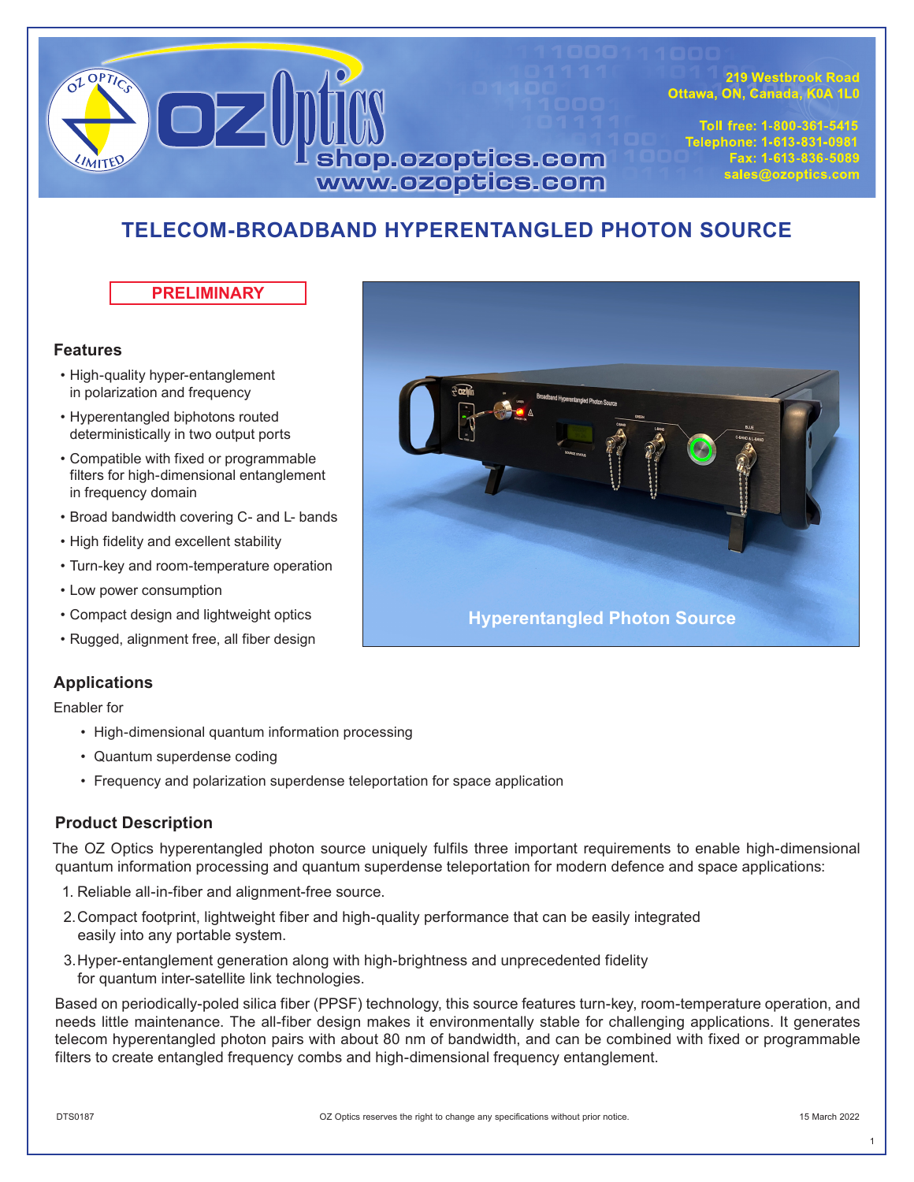# TELECOM-BROADBAND HYPERENTANGLED PHOTON SOURCE

**PRELIMINARY**

## Features

- High-quality hyper-entanglement in polarization and frequency
- Hyperentangled biphotons routed deterministically in two output ports
- Compatible with fixed or programmable filters for high-dimensional entanglement in frequency domain
- Broad bandwidth covering C- and L- bands
- High fidelity and excellent stability
- Turn-key and room-temperature operation
- Low power consumption
- Compact design and lightweight optics
- Rugged, alignment free, all fiber design

Hyperentangled Photon Source

## Applications

Enabler for

- High-dimensional quantum information processing
- Quantum superdense coding
- Frequency and polarization superdense teleportation for space application

## Product Description

The OZ Optics hyperentangled photon source uniquely fulfils three important requirements to enable high-dimensional quantum information processing and quantum superdense teleportation for modern defence and space applications:

1. Reliable all-in-fiber and alignment-free source.
2. Compact footprint, lightweight fiber and high-quality performance that can be easily integrated easily into any portable system.
3. Hyper-entanglement generation along with high-brightness and unprecedented fidelity for quantum inter-satellite link technologies.

Based on periodically-poled silica fiber (PPSF) technology, this source features turn-key, room-temperature operation, and needs little maintenance. The all-fiber design makes it environmentally stable for challenging applications. It generates telecom hyperentangled photon pairs with about 80 nm of bandwidth, and can be combined with fixed or programmable filters to create entangled frequency combs and high-dimensional frequency entanglement.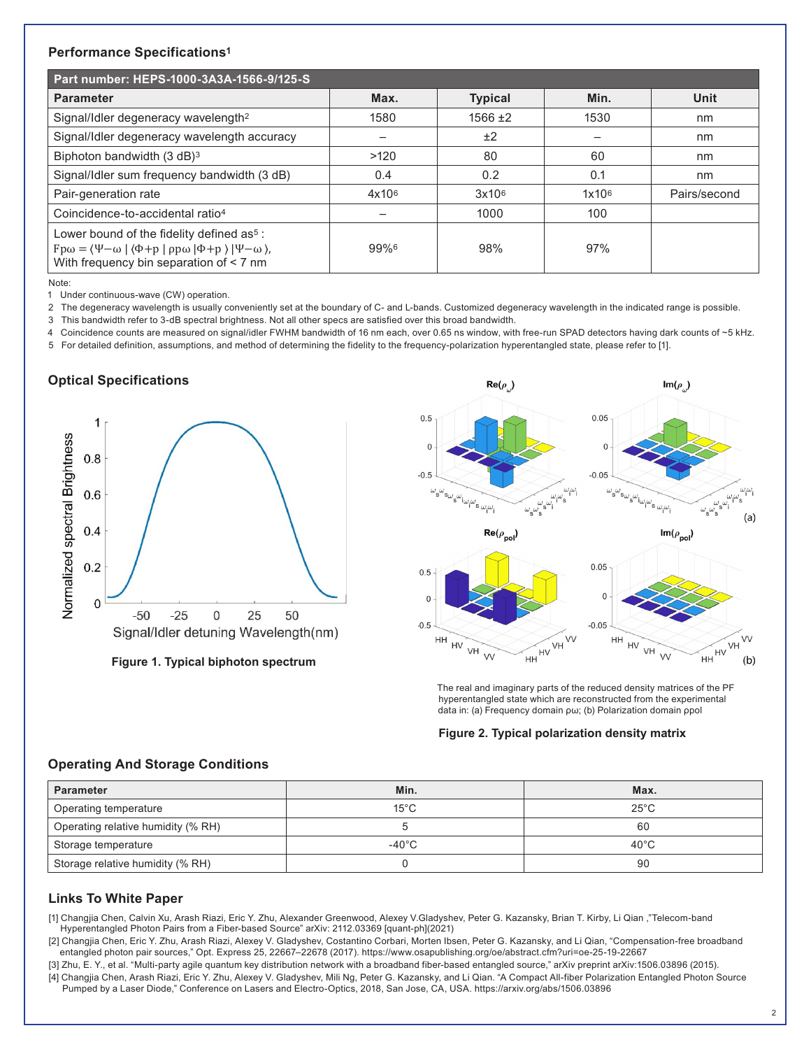### Performance Specifications[1]

| Part number: HEPS-1000-3A3A-1566-9/125-S | | | | |
|---|---|---|---|---|
| **Parameter** | **Max.** | **Typical** | **Min.** | **Unit** |
| Signal/Idler degeneracy wavelength[2] | 1580 | 1566 ±2 | 1530 | nm |
| Signal/Idler degeneracy wavelength accuracy | – | ±2 | – | nm |
| Biphoton bandwidth (3 dB)[3] | >120 | 80 | 60 | nm |
| Signal/Idler sum frequency bandwidth (3 dB) | 0.4 | 0.2 | 0.1 | nm |
| Pair-generation rate | $4 \times 10^6$ | $3 \times 10^6$ | $1 \times 10^6$ | Pairs/second |
| Coincidence-to-accidental ratio[4] | – | 1000 | 100 | |
| Lower bound of the fidelity defined as[5] : $F_{p\omega} = \langle \Psi^-_\omega \mid \langle \Phi^+_p \mid \rho_{p\omega} \mid \Phi^+_p \rangle \mid \Psi^-_\omega \rangle$, With frequency bin separation of < 7 nm | 99%[6] | 98% | 97% | |

Note:

1 Under continuous-wave (CW) operation.

2 The degeneracy wavelength is usually conveniently set at the boundary of C- and L-bands. Customized degeneracy wavelength in the indicated range is possible.

3 This bandwidth refer to 3-dB spectral brightness. Not all other specs are satisfied over this broad bandwidth.

4 Coincidence counts are measured on signal/idler FWHM bandwidth of 16 nm each, over 0.65 ns window, with free-run SPAD detectors having dark counts of ~5 kHz.

5 For detailed definition, assumptions, and method of determining the fidelity to the frequency-polarization hyperentangled state, please refer to [1].

### Optical Specifications

Normalized spectral Brightness
1
0.8
0.6
0.4
0.2
0
-50 -25 0 25 50
Signal/Idler detuning Wavelength(nm)

**Figure 1. Typical biphoton spectrum**

$Re(\rho_\omega)$ $Im(\rho_\omega)$ (a)

$Re(\rho_{pol})$ $Im(\rho_{pol})$ (b)

The real and imaginary parts of the reduced density matrices of the PF hyperentangled state which are reconstructed from the experimental data in: (a) Frequency domain $\rho_\omega$; (b) Polarization domain $\rho_{pol}$

**Figure 2. Typical polarization density matrix**

### Operating And Storage Conditions

| Parameter | Min. | Max. |
|---|---|---|
| Operating temperature | 15°C | 25°C |
| Operating relative humidity (% RH) | 5 | 60 |
| Storage temperature | -40°C | 40°C |
| Storage relative humidity (% RH) | 0 | 90 |

### Links To White Paper

[1] Changjia Chen, Calvin Xu, Arash Riazi, Eric Y. Zhu, Alexander Greenwood, Alexey V.Gladyshev, Peter G. Kazansky, Brian T. Kirby, Li Qian ,"Telecom-band Hyperentangled Photon Pairs from a Fiber-based Source" arXiv: 2112.03369 [quant-ph](2021)

[2] Changjia Chen, Eric Y. Zhu, Arash Riazi, Alexey V. Gladyshev, Costantino Corbari, Morten Ibsen, Peter G. Kazansky, and Li Qian, "Compensation-free broadband entangled photon pair sources," Opt. Express 25, 22667–22678 (2017). https://www.osapublishing.org/oe/abstract.cfm?uri=oe-25-19-22667

[3] Zhu, E. Y., et al. "Multi-party agile quantum key distribution network with a broadband fiber-based entangled source," arXiv preprint arXiv:1506.03896 (2015).

[4] Changjia Chen, Arash Riazi, Eric Y. Zhu, Alexey V. Gladyshev, Mili Ng, Peter G. Kazansky, and Li Qian. "A Compact All-fiber Polarization Entangled Photon Source Pumped by a Laser Diode," Conference on Lasers and Electro-Optics, 2018, San Jose, CA, USA. https://arxiv.org/abs/1506.03896